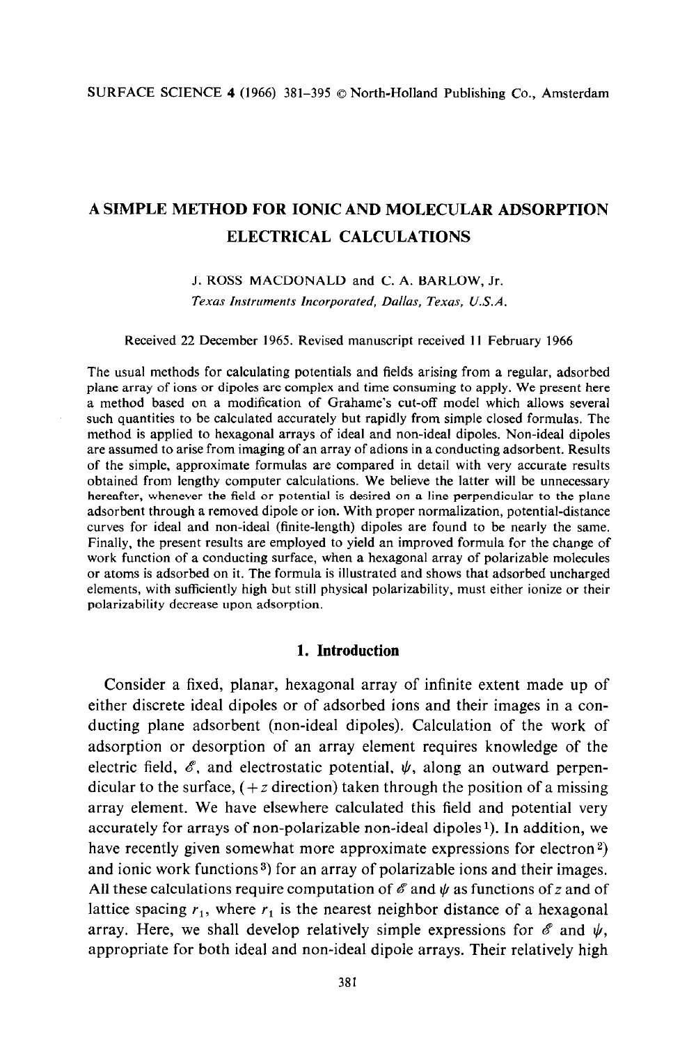# A SIMPLE METHOD FOR IONIC AND MOLECULAR ADSORPTION ELECTRICAL CALCULATIONS

J. ROSS MACDONALD and C. A. BARLOW, Jr.

*Texas Instruments Incorporated, Dallas, Texas, U.S.A.*

Received 22 December 1965. Revised manuscript received 11 February 1966

The usual methods for calculating potentials and fields arising from a regular, adsorbed plane array of ions or dipoles are complex and time consuming to apply. We present here a method based on a modification of Grahame's cut-off model which allows several such quantities to be calculated accurately but rapidly from simple closed formulas. The method is applied to hexagonal arrays of ideal and non-ideal dipoles. Non-ideal dipoles are assumed to arise from imaging of an array of adions in a conducting adsorbent. Results of the simple, approximate formulas are compared in detail with very accurate results obtained from lengthy computer calculations. We believe the latter will be unnecessary hereafter, whenever the field or potential is desired on a line perpendicular to the plane adsorbent through a removed dipole or ion. With proper normalization, potential-distance curves for ideal and non-ideal (finite-length) dipoles are found to be nearly the same. Finally, the present results are employed to yield an improved formula for the change of work function of a conducting surface, when a hexagonal array of polarizable molecules or atoms is adsorbed on it. The formula is illustrated and shows that adsorbed uncharged elements, with sufficiently high but still physical polarizability, must either ionize or their polarizability decrease upon adsorption.

## 1. Introduction

Consider a fixed, planar, hexagonal array of infinite extent made up of either discrete ideal dipoles or of adsorbed ions and their images in a conducting plane adsorbent (non-ideal dipoles). Calculation of the work of adsorption or desorption of an array element requires knowledge of the electric field, $\mathscr{E}$, and electrostatic potential, $\psi$, along an outward perpendicular to the surface, ($+z$ direction) taken through the position of a missing array element. We have elsewhere calculated this field and potential very accurately for arrays of non-polarizable non-ideal dipoles[1]. In addition, we have recently given somewhat more approximate expressions for electron[2] and ionic work functions[3] for an array of polarizable ions and their images. All these calculations require computation of $\mathscr{E}$ and $\psi$ as functions of $z$ and of lattice spacing $r_1$, where $r_1$ is the nearest neighbor distance of a hexagonal array. Here, we shall develop relatively simple expressions for $\mathscr{E}$ and $\psi$, appropriate for both ideal and non-ideal dipole arrays. Their relatively high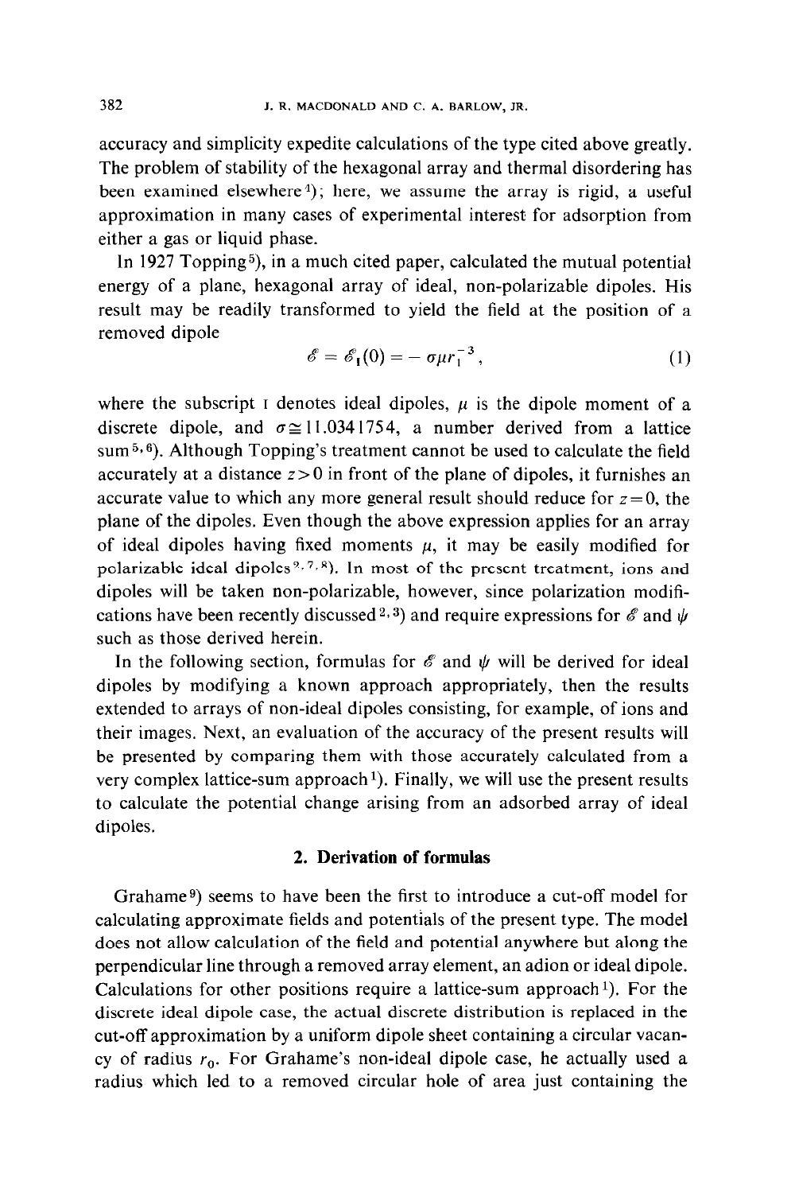accuracy and simplicity expedite calculations of the type cited above greatly. The problem of stability of the hexagonal array and thermal disordering has been examined elsewhere[1]); here, we assume the array is rigid, a useful approximation in many cases of experimental interest for adsorption from either a gas or liquid phase.

In 1927 Topping[5]), in a much cited paper, calculated the mutual potential energy of a plane, hexagonal array of ideal, non-polarizable dipoles. His result may be readily transformed to yield the field at the position of a removed dipole

$$\mathscr{E} = \mathscr{E}_{\mathrm{I}}(0) = -\sigma\mu r_1^{-3}, \tag{1}$$

where the subscript I denotes ideal dipoles, $\mu$ is the dipole moment of a discrete dipole, and $\sigma \cong 11.0341754$, a number derived from a lattice sum[5,6]). Although Topping's treatment cannot be used to calculate the field accurately at a distance $z > 0$ in front of the plane of dipoles, it furnishes an accurate value to which any more general result should reduce for $z = 0$, the plane of the dipoles. Even though the above expression applies for an array of ideal dipoles having fixed moments $\mu$, it may be easily modified for polarizable ideal dipoles[2,7,8]). In most of the present treatment, ions and dipoles will be taken non-polarizable, however, since polarization modifications have been recently discussed[2,3]) and require expressions for $\mathscr{E}$ and $\psi$ such as those derived herein.

In the following section, formulas for $\mathscr{E}$ and $\psi$ will be derived for ideal dipoles by modifying a known approach appropriately, then the results extended to arrays of non-ideal dipoles consisting, for example, of ions and their images. Next, an evaluation of the accuracy of the present results will be presented by comparing them with those accurately calculated from a very complex lattice-sum approach[1]). Finally, we will use the present results to calculate the potential change arising from an adsorbed array of ideal dipoles.

## 2. Derivation of formulas

Grahame[9]) seems to have been the first to introduce a cut-off model for calculating approximate fields and potentials of the present type. The model does not allow calculation of the field and potential anywhere but along the perpendicular line through a removed array element, an adion or ideal dipole. Calculations for other positions require a lattice-sum approach[1]). For the discrete ideal dipole case, the actual discrete distribution is replaced in the cut-off approximation by a uniform dipole sheet containing a circular vacancy of radius $r_0$. For Grahame's non-ideal dipole case, he actually used a radius which led to a removed circular hole of area just containing the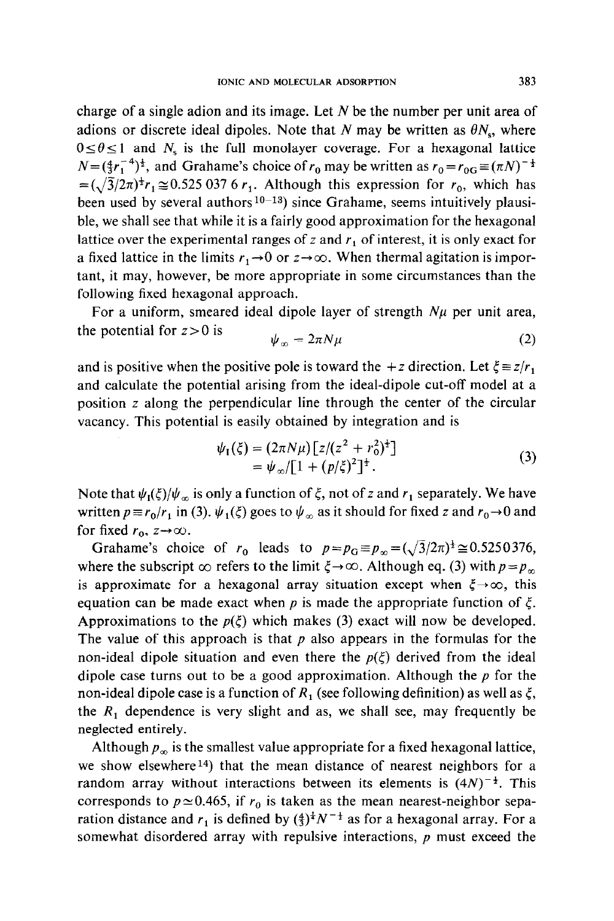charge of a single adion and its image. Let $N$ be the number per unit area of adions or discrete ideal dipoles. Note that $N$ may be written as $\theta N_s$, where $0 \leq \theta \leq 1$ and $N_s$ is the full monolayer coverage. For a hexagonal lattice $N = (\frac{4}{3} r_1^{-4})^{\frac{1}{2}}$, and Grahame's choice of $r_0$ may be written as $r_0 = r_{0G} \equiv (\pi N)^{-\frac{1}{2}} = (\sqrt{3}/2\pi)^{\frac{1}{2}} r_1 \cong 0.525\,037\,6\ r_1$. Although this expression for $r_0$, which has been used by several authors[10–13] since Grahame, seems intuitively plausible, we shall see that while it is a fairly good approximation for the hexagonal lattice over the experimental ranges of $z$ and $r_1$ of interest, it is only exact for a fixed lattice in the limits $r_1 \to 0$ or $z \to \infty$. When thermal agitation is important, it may, however, be more appropriate in some circumstances than the following fixed hexagonal approach.

For a uniform, smeared ideal dipole layer of strength $N\mu$ per unit area, the potential for $z > 0$ is

$$\psi_\infty = 2\pi N \mu \tag{2}$$

and is positive when the positive pole is toward the $+z$ direction. Let $\xi \equiv z/r_1$ and calculate the potential arising from the ideal-dipole cut-off model at a position $z$ along the perpendicular line through the center of the circular vacancy. This potential is easily obtained by integration and is

$$\begin{aligned} \psi_{\mathrm{I}}(\xi) &= (2\pi N \mu)[z/(z^2 + r_0^2)^{\frac{1}{2}}] \\ &= \psi_\infty / [1 + (p/\xi)^2]^{\frac{1}{2}}. \end{aligned} \tag{3}$$

Note that $\psi_{\mathrm{I}}(\xi)/\psi_\infty$ is only a function of $\xi$, not of $z$ and $r_1$ separately. We have written $p \equiv r_0/r_1$ in (3). $\psi_{\mathrm{I}}(\xi)$ goes to $\psi_\infty$ as it should for fixed $z$ and $r_0 \to 0$ and for fixed $r_0$, $z \to \infty$.

Grahame's choice of $r_0$ leads to $p = p_G \equiv p_\infty = (\sqrt{3}/2\pi)^{\frac{1}{2}} \cong 0.5250376$, where the subscript $\infty$ refers to the limit $\xi \to \infty$. Although eq. (3) with $p = p_\infty$ is approximate for a hexagonal array situation except when $\xi \to \infty$, this equation can be made exact when $p$ is made the appropriate function of $\xi$. Approximations to the $p(\xi)$ which makes (3) exact will now be developed. The value of this approach is that $p$ also appears in the formulas for the non-ideal dipole situation and even there the $p(\xi)$ derived from the ideal dipole case turns out to be a good approximation. Although the $p$ for the non-ideal dipole case is a function of $R_1$ (see following definition) as well as $\xi$, the $R_1$ dependence is very slight and as, we shall see, may frequently be neglected entirely.

Although $p_\infty$ is the smallest value appropriate for a fixed hexagonal lattice, we show elsewhere[14] that the mean distance of nearest neighbors for a random array without interactions between its elements is $(4N)^{-\frac{1}{2}}$. This corresponds to $p \simeq 0.465$, if $r_0$ is taken as the mean nearest-neighbor separation distance and $r_1$ is defined by $(\frac{4}{3})^{\frac{1}{4}} N^{-\frac{1}{2}}$ as for a hexagonal array. For a somewhat disordered array with repulsive interactions, $p$ must exceed the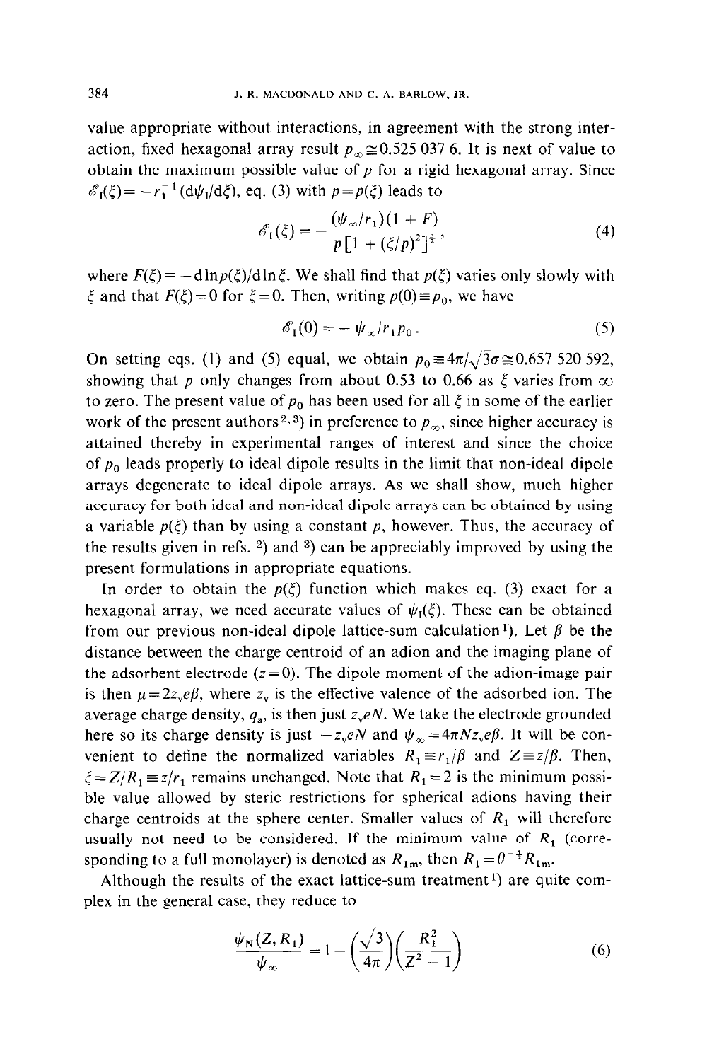value appropriate without interactions, in agreement with the strong interaction, fixed hexagonal array result $p_\infty \cong 0.525\,037\,6$. It is next of value to obtain the maximum possible value of $p$ for a rigid hexagonal array. Since $\mathscr{E}_1(\xi) = -r_1^{-1}(\mathrm{d}\psi_1/\mathrm{d}\xi)$, eq. (3) with $p = p(\xi)$ leads to

$$\mathscr{E}_1(\xi) = -\frac{(\psi_\infty/r_1)(1+F)}{p[1+(\xi/p)^2]^{\frac{3}{2}}}, \tag{4}$$

where $F(\xi) \equiv -\mathrm{d}\ln p(\xi)/\mathrm{d}\ln \xi$. We shall find that $p(\xi)$ varies only slowly with $\xi$ and that $F(\xi) = 0$ for $\xi = 0$. Then, writing $p(0) \equiv p_0$, we have

$$\mathscr{E}_1(0) = -\psi_\infty/r_1 p_0 . \tag{5}$$

On setting eqs. (1) and (5) equal, we obtain $p_0 \equiv 4\pi/\sqrt{3}\sigma \cong 0.657\,520\,592$, showing that $p$ only changes from about 0.53 to 0.66 as $\xi$ varies from $\infty$ to zero. The present value of $p_0$ has been used for all $\xi$ in some of the earlier work of the present authors[2,3]) in preference to $p_\infty$, since higher accuracy is attained thereby in experimental ranges of interest and since the choice of $p_0$ leads properly to ideal dipole results in the limit that non-ideal dipole arrays degenerate to ideal dipole arrays. As we shall show, much higher accuracy for both ideal and non-ideal dipole arrays can be obtained by using a variable $p(\xi)$ than by using a constant $p$, however. Thus, the accuracy of the results given in refs. [2]) and [3]) can be appreciably improved by using the present formulations in appropriate equations.

In order to obtain the $p(\xi)$ function which makes eq. (3) exact for a hexagonal array, we need accurate values of $\psi_1(\xi)$. These can be obtained from our previous non-ideal dipole lattice-sum calculation[1]). Let $\beta$ be the distance between the charge centroid of an adion and the imaging plane of the adsorbent electrode ($z = 0$). The dipole moment of the adion-image pair is then $\mu = 2z_v e\beta$, where $z_v$ is the effective valence of the adsorbed ion. The average charge density, $q_a$, is then just $z_v eN$. We take the electrode grounded here so its charge density is just $-z_v eN$ and $\psi_\infty = 4\pi N z_v e\beta$. It will be convenient to define the normalized variables $R_1 \equiv r_1/\beta$ and $Z \equiv z/\beta$. Then, $\xi = Z/R_1 \equiv z/r_1$ remains unchanged. Note that $R_1 = 2$ is the minimum possible value allowed by steric restrictions for spherical adions having their charge centroids at the sphere center. Smaller values of $R_1$ will therefore usually not need to be considered. If the minimum value of $R_1$ (corresponding to a full monolayer) is denoted as $R_{1\mathrm{m}}$, then $R_1 = \theta^{-\frac{1}{2}} R_{1\mathrm{m}}$.

Although the results of the exact lattice-sum treatment[1]) are quite complex in the general case, they reduce to

$$\frac{\psi_\mathrm{N}(Z, R_1)}{\psi_\infty} = 1 - \left(\frac{\sqrt{3}}{4\pi}\right)\left(\frac{R_1^2}{Z^2 - 1}\right) \tag{6}$$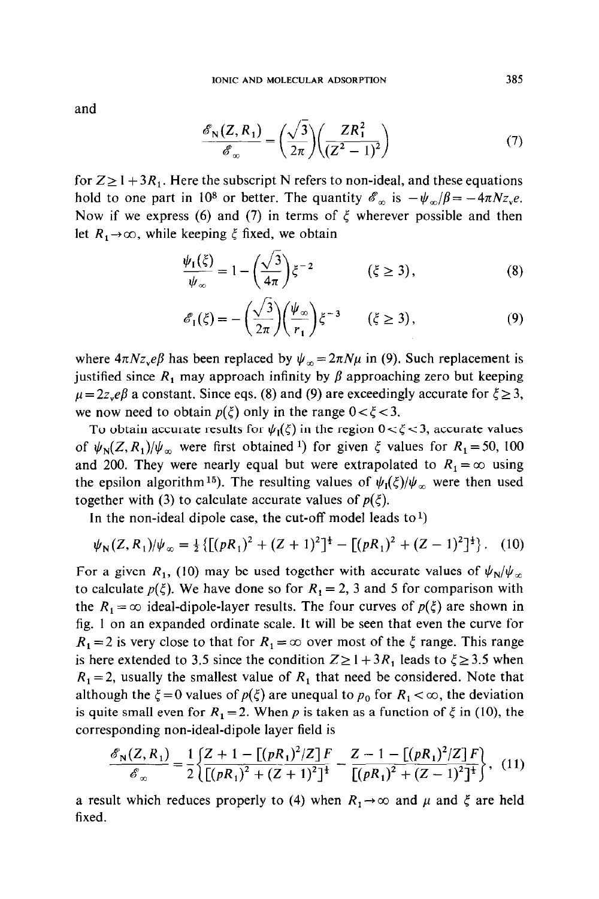and

$$\frac{\mathscr{E}_N(Z, R_1)}{\mathscr{E}_\infty} = \left(\frac{\sqrt{3}}{2\pi}\right)\left(\frac{ZR_1^2}{(Z^2-1)^2}\right) \tag{7}$$

for $Z \geq 1 + 3R_1$. Here the subscript N refers to non-ideal, and these equations hold to one part in $10^8$ or better. The quantity $\mathscr{E}_\infty$ is $-\psi_\infty/\beta = -4\pi N z_v e$. Now if we express (6) and (7) in terms of $\xi$ wherever possible and then let $R_1 \to \infty$, while keeping $\xi$ fixed, we obtain

$$\frac{\psi_I(\xi)}{\psi_\infty} = 1 - \left(\frac{\sqrt{3}}{4\pi}\right)\xi^{-2} \qquad (\xi \geq 3), \tag{8}$$

$$\mathscr{E}_I(\xi) = -\left(\frac{\sqrt{3}}{2\pi}\right)\left(\frac{\psi_\infty}{r_1}\right)\xi^{-3} \qquad (\xi \geq 3), \tag{9}$$

where $4\pi N z_v e\beta$ has been replaced by $\psi_\infty = 2\pi N\mu$ in (9). Such replacement is justified since $R_1$ may approach infinity by $\beta$ approaching zero but keeping $\mu = 2z_v e\beta$ a constant. Since eqs. (8) and (9) are exceedingly accurate for $\xi \geq 3$, we now need to obtain $p(\xi)$ only in the range $0 < \xi < 3$.

To obtain accurate results for $\psi_I(\xi)$ in the region $0 < \xi < 3$, accurate values of $\psi_N(Z, R_1)/\psi_\infty$ were first obtained [1]) for given $\xi$ values for $R_1 = 50$, 100 and 200. They were nearly equal but were extrapolated to $R_1 = \infty$ using the epsilon algorithm [15]). The resulting values of $\psi_I(\xi)/\psi_\infty$ were then used together with (3) to calculate accurate values of $p(\xi)$.

In the non-ideal dipole case, the cut-off model leads to [1])

$$\psi_N(Z, R_1)/\psi_\infty = \tfrac{1}{2}\{[(pR_1)^2 + (Z+1)^2]^{\frac{1}{2}} - [(pR_1)^2 + (Z-1)^2]^{\frac{1}{2}}\}. \tag{10}$$

For a given $R_1$, (10) may be used together with accurate values of $\psi_N/\psi_\infty$ to calculate $p(\xi)$. We have done so for $R_1 = 2$, 3 and 5 for comparison with the $R_1 = \infty$ ideal-dipole-layer results. The four curves of $p(\xi)$ are shown in fig. 1 on an expanded ordinate scale. It will be seen that even the curve for $R_1 = 2$ is very close to that for $R_1 = \infty$ over most of the $\xi$ range. This range is here extended to 3.5 since the condition $Z \geq 1 + 3R_1$ leads to $\xi \geq 3.5$ when $R_1 = 2$, usually the smallest value of $R_1$ that need be considered. Note that although the $\xi = 0$ values of $p(\xi)$ are unequal to $p_0$ for $R_1 < \infty$, the deviation is quite small even for $R_1 = 2$. When $p$ is taken as a function of $\xi$ in (10), the corresponding non-ideal-dipole layer field is

$$\frac{\mathscr{E}_N(Z, R_1)}{\mathscr{E}_\infty} = \frac{1}{2}\left\{\frac{Z + 1 - [(pR_1)^2/Z]F}{[(pR_1)^2 + (Z+1)^2]^{\frac{1}{2}}} - \frac{Z - 1 - [(pR_1)^2/Z]F}{[(pR_1)^2 + (Z-1)^2]^{\frac{1}{2}}}\right\}, \tag{11}$$

a result which reduces properly to (4) when $R_1 \to \infty$ and $\mu$ and $\xi$ are held fixed.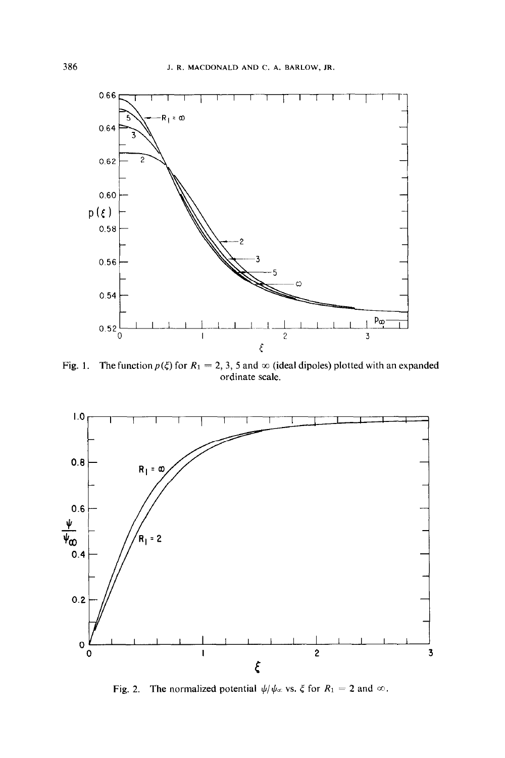Fig. 1. The function $p(\xi)$ for $R_1 = 2, 3, 5$ and $\infty$ (ideal dipoles) plotted with an expanded ordinate scale.

Fig. 2. The normalized potential $\psi/\psi_\infty$ vs. $\xi$ for $R_1 = 2$ and $\infty$.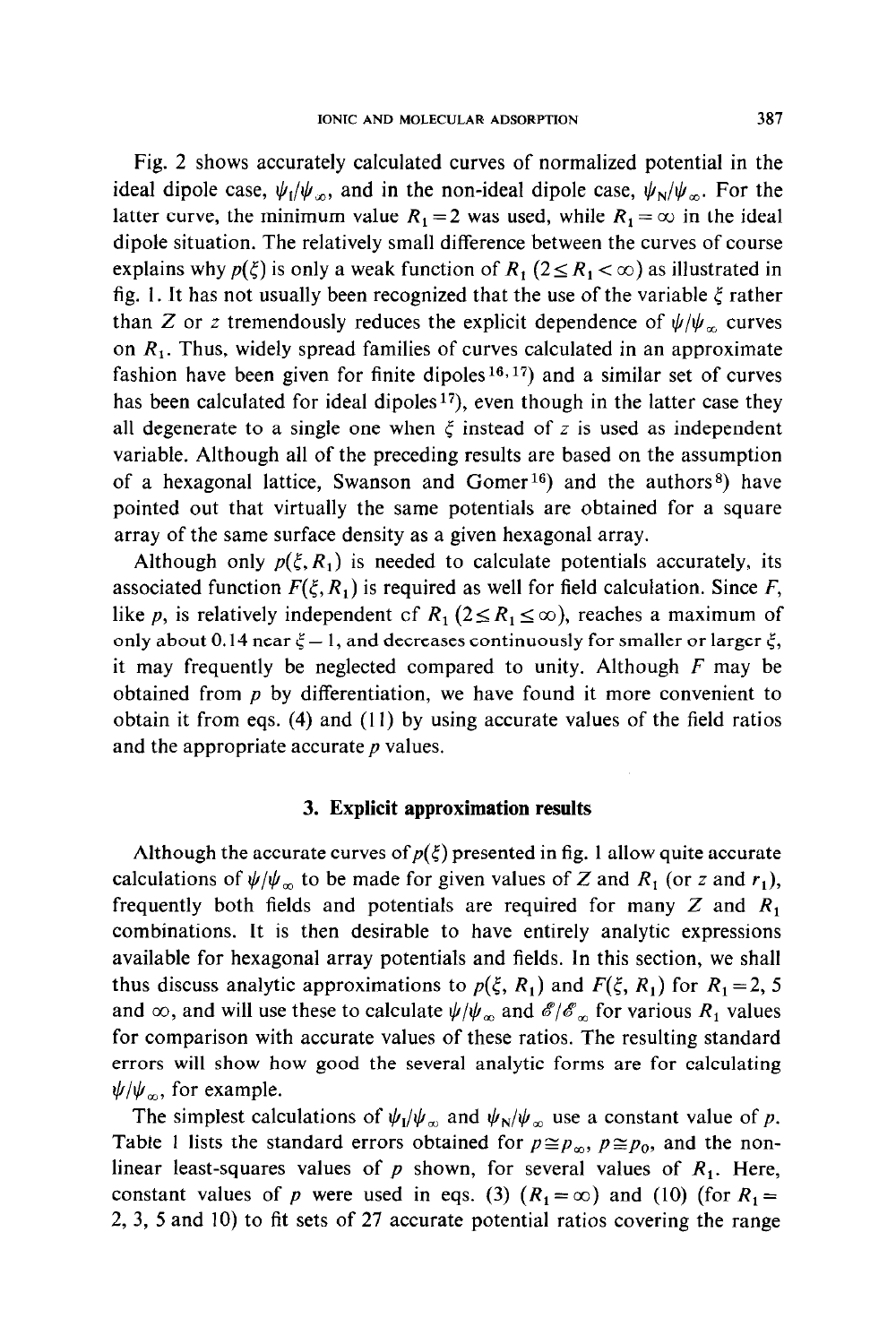Fig. 2 shows accurately calculated curves of normalized potential in the ideal dipole case, $\psi_I/\psi_\infty$, and in the non-ideal dipole case, $\psi_N/\psi_\infty$. For the latter curve, the minimum value $R_1=2$ was used, while $R_1=\infty$ in the ideal dipole situation. The relatively small difference between the curves of course explains why $p(\xi)$ is only a weak function of $R_1$ $(2\leq R_1<\infty)$ as illustrated in fig. 1. It has not usually been recognized that the use of the variable $\xi$ rather than $Z$ or $z$ tremendously reduces the explicit dependence of $\psi/\psi_\infty$ curves on $R_1$. Thus, widely spread families of curves calculated in an approximate fashion have been given for finite dipoles[16,17] and a similar set of curves has been calculated for ideal dipoles[17], even though in the latter case they all degenerate to a single one when $\xi$ instead of $z$ is used as independent variable. Although all of the preceding results are based on the assumption of a hexagonal lattice, Swanson and Gomer[16] and the authors[8] have pointed out that virtually the same potentials are obtained for a square array of the same surface density as a given hexagonal array.

Although only $p(\xi, R_1)$ is needed to calculate potentials accurately, its associated function $F(\xi, R_1)$ is required as well for field calculation. Since $F$, like $p$, is relatively independent of $R_1$ $(2\leq R_1\leq\infty)$, reaches a maximum of only about 0.14 near $\xi=1$, and decreases continuously for smaller or larger $\xi$, it may frequently be neglected compared to unity. Although $F$ may be obtained from $p$ by differentiation, we have found it more convenient to obtain it from eqs. (4) and (11) by using accurate values of the field ratios and the appropriate accurate $p$ values.

## 3. Explicit approximation results

Although the accurate curves of $p(\xi)$ presented in fig. 1 allow quite accurate calculations of $\psi/\psi_\infty$ to be made for given values of $Z$ and $R_1$ (or $z$ and $r_1$), frequently both fields and potentials are required for many $Z$ and $R_1$ combinations. It is then desirable to have entirely analytic expressions available for hexagonal array potentials and fields. In this section, we shall thus discuss analytic approximations to $p(\xi, R_1)$ and $F(\xi, R_1)$ for $R_1=2$, 5 and $\infty$, and will use these to calculate $\psi/\psi_\infty$ and $\mathscr{E}/\mathscr{E}_\infty$ for various $R_1$ values for comparison with accurate values of these ratios. The resulting standard errors will show how good the several analytic forms are for calculating $\psi/\psi_\infty$, for example.

The simplest calculations of $\psi_I/\psi_\infty$ and $\psi_N/\psi_\infty$ use a constant value of $p$. Table 1 lists the standard errors obtained for $p\cong p_\infty$, $p\cong p_0$, and the non-linear least-squares values of $p$ shown, for several values of $R_1$. Here, constant values of $p$ were used in eqs. (3) $(R_1=\infty)$ and (10) (for $R_1=$ 2, 3, 5 and 10) to fit sets of 27 accurate potential ratios covering the range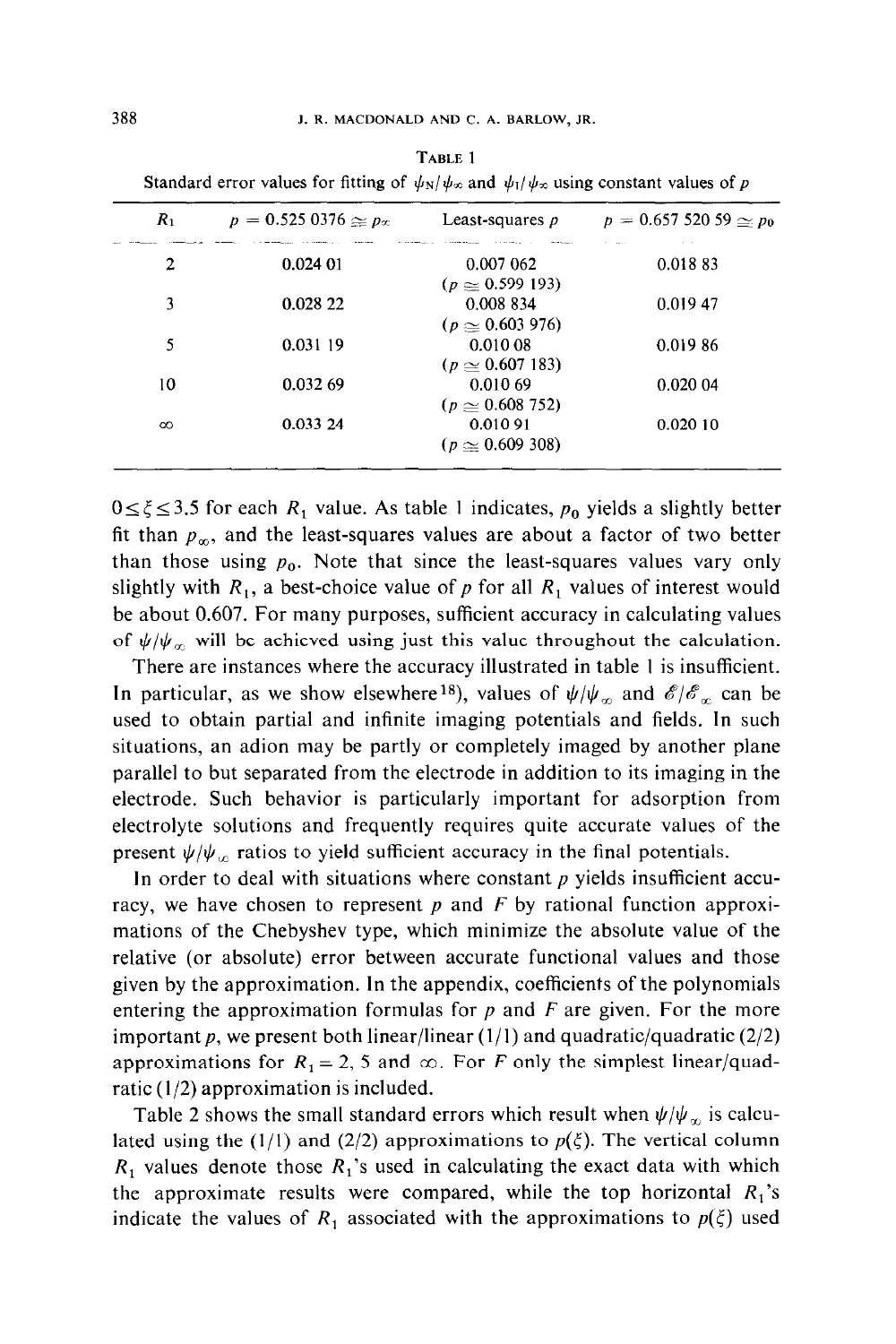**TABLE 1**

Standard error values for fitting of $\psi_N/\psi_\infty$ and $\psi_I/\psi_\infty$ using constant values of $p$

| $R_1$ | $p = 0.525\,0376 \cong p_\infty$ | Least-squares $p$ | $p = 0.657\,520\,59 \cong p_0$ |
|---|---|---|---|
| 2 | 0.024 01 | 0.007 062 ($p \cong 0.599\,193$) | 0.018 83 |
| 3 | 0.028 22 | 0.008 834 ($p \cong 0.603\,976$) | 0.019 47 |
| 5 | 0.031 19 | 0.010 08 ($p \cong 0.607\,183$) | 0.019 86 |
| 10 | 0.032 69 | 0.010 69 ($p \cong 0.608\,752$) | 0.020 04 |
| $\infty$ | 0.033 24 | 0.010 91 ($p \cong 0.609\,308$) | 0.020 10 |

$0 \leq \xi \leq 3.5$ for each $R_1$ value. As table 1 indicates, $p_0$ yields a slightly better fit than $p_\infty$, and the least-squares values are about a factor of two better than those using $p_0$. Note that since the least-squares values vary only slightly with $R_1$, a best-choice value of $p$ for all $R_1$ values of interest would be about 0.607. For many purposes, sufficient accuracy in calculating values of $\psi/\psi_\infty$ will be achieved using just this value throughout the calculation.

There are instances where the accuracy illustrated in table 1 is insufficient. In particular, as we show elsewhere[18], values of $\psi/\psi_\infty$ and $\mathscr{E}/\mathscr{E}_\infty$ can be used to obtain partial and infinite imaging potentials and fields. In such situations, an adion may be partly or completely imaged by another plane parallel to but separated from the electrode in addition to its imaging in the electrode. Such behavior is particularly important for adsorption from electrolyte solutions and frequently requires quite accurate values of the present $\psi/\psi_\infty$ ratios to yield sufficient accuracy in the final potentials.

In order to deal with situations where constant $p$ yields insufficient accuracy, we have chosen to represent $p$ and $F$ by rational function approximations of the Chebyshev type, which minimize the absolute value of the relative (or absolute) error between accurate functional values and those given by the approximation. In the appendix, coefficients of the polynomials entering the approximation formulas for $p$ and $F$ are given. For the more important $p$, we present both linear/linear (1/1) and quadratic/quadratic (2/2) approximations for $R_1 = 2$, 5 and $\infty$. For $F$ only the simplest linear/quadratic (1/2) approximation is included.

Table 2 shows the small standard errors which result when $\psi/\psi_\infty$ is calculated using the (1/1) and (2/2) approximations to $p(\xi)$. The vertical column $R_1$ values denote those $R_1$'s used in calculating the exact data with which the approximate results were compared, while the top horizontal $R_1$'s indicate the values of $R_1$ associated with the approximations to $p(\xi)$ used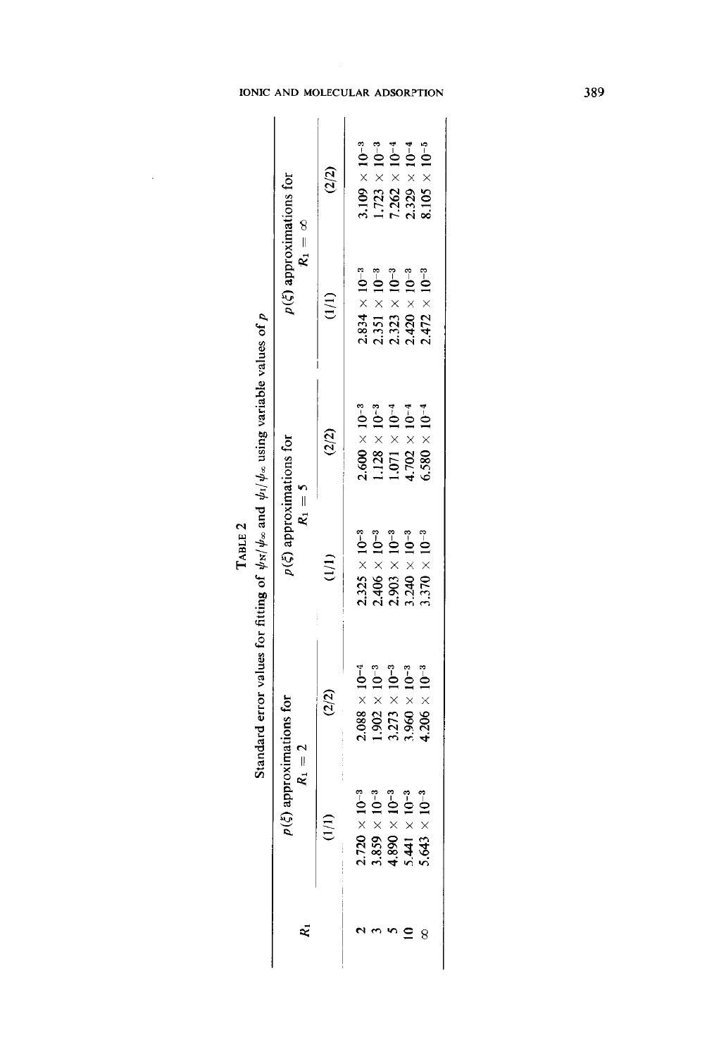TABLE 2

Standard error values for fitting of $\psi_N/\psi_\infty$ and $\psi_I/\psi_\infty$ using variable values of $p$

| $R_1$ | $p(\xi)$ approximations for $R_1 = 2$ | | $p(\xi)$ approximations for $R_1 = 5$ | | $p(\xi)$ approximations for $R_1 = \infty$ | |
|---|---|---|---|---|---|---|
| | (1/1) | (2/2) | (1/1) | (2/2) | (1/1) | (2/2) |
| 2 | $2.720 \times 10^{-3}$ | $2.088 \times 10^{-4}$ | $2.325 \times 10^{-3}$ | $2.600 \times 10^{-3}$ | $2.834 \times 10^{-3}$ | $3.109 \times 10^{-3}$ |
| 3 | $3.859 \times 10^{-3}$ | $1.902 \times 10^{-3}$ | $2.406 \times 10^{-3}$ | $1.128 \times 10^{-3}$ | $2.351 \times 10^{-3}$ | $1.723 \times 10^{-3}$ |
| 5 | $4.890 \times 10^{-3}$ | $3.273 \times 10^{-3}$ | $2.903 \times 10^{-3}$ | $1.071 \times 10^{-4}$ | $2.323 \times 10^{-3}$ | $7.262 \times 10^{-4}$ |
| 10 | $5.441 \times 10^{-3}$ | $3.960 \times 10^{-3}$ | $3.240 \times 10^{-3}$ | $4.702 \times 10^{-4}$ | $2.420 \times 10^{-3}$ | $2.329 \times 10^{-4}$ |
| $\infty$ | $5.643 \times 10^{-3}$ | $4.206 \times 10^{-3}$ | $3.370 \times 10^{-3}$ | $6.580 \times 10^{-4}$ | $2.472 \times 10^{-3}$ | $8.105 \times 10^{-5}$ |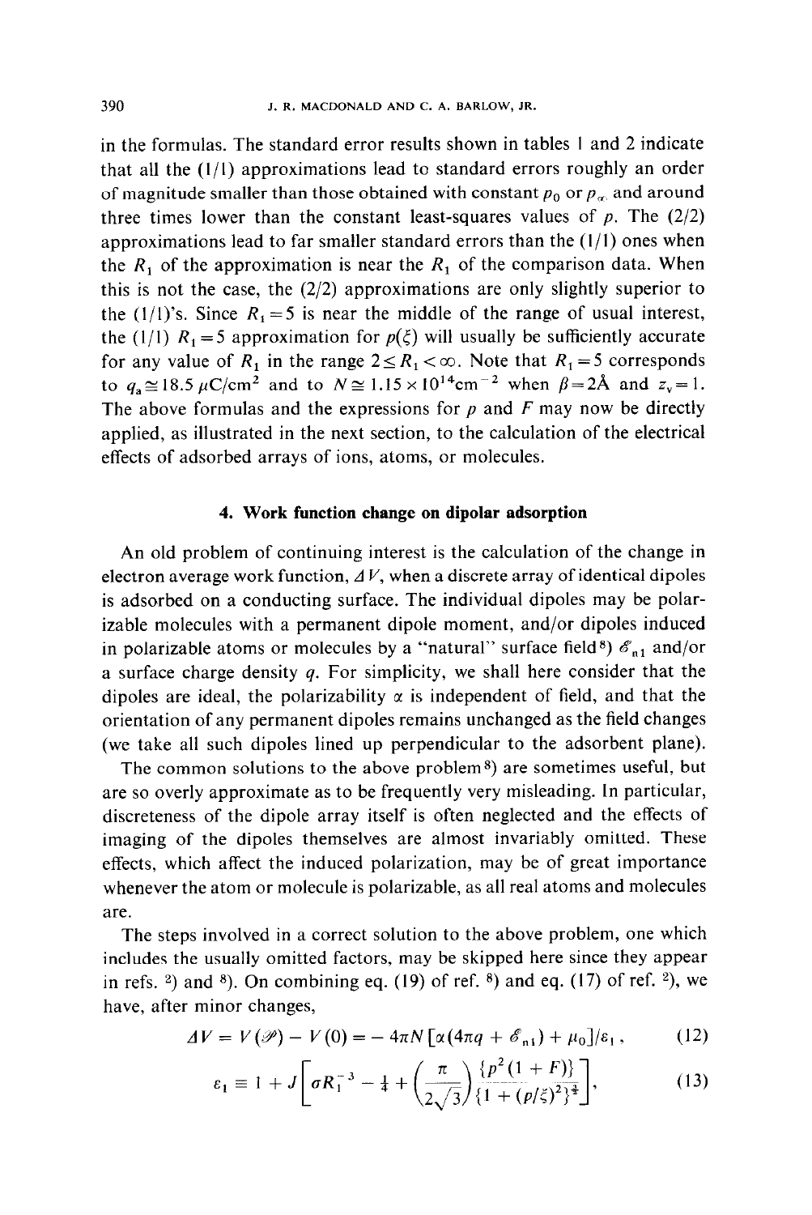in the formulas. The standard error results shown in tables 1 and 2 indicate that all the (1/1) approximations lead to standard errors roughly an order of magnitude smaller than those obtained with constant $p_0$ or $p_\infty$ and around three times lower than the constant least-squares values of $p$. The (2/2) approximations lead to far smaller standard errors than the (1/1) ones when the $R_1$ of the approximation is near the $R_1$ of the comparison data. When this is not the case, the (2/2) approximations are only slightly superior to the (1/1)'s. Since $R_1 = 5$ is near the middle of the range of usual interest, the (1/1) $R_1 = 5$ approximation for $p(\xi)$ will usually be sufficiently accurate for any value of $R_1$ in the range $2 \leq R_1 < \infty$. Note that $R_1 = 5$ corresponds to $q_a \cong 18.5\ \mu\text{C/cm}^2$ and to $N \cong 1.15 \times 10^{14}\text{cm}^{-2}$ when $\beta = 2\text{Å}$ and $z_v = 1$. The above formulas and the expressions for $p$ and $F$ may now be directly applied, as illustrated in the next section, to the calculation of the electrical effects of adsorbed arrays of ions, atoms, or molecules.

## 4. Work function change on dipolar adsorption

An old problem of continuing interest is the calculation of the change in electron average work function, $\Delta V$, when a discrete array of identical dipoles is adsorbed on a conducting surface. The individual dipoles may be polarizable molecules with a permanent dipole moment, and/or dipoles induced in polarizable atoms or molecules by a "natural" surface field[8] $\mathscr{E}_{n1}$ and/or a surface charge density $q$. For simplicity, we shall here consider that the dipoles are ideal, the polarizability $\alpha$ is independent of field, and that the orientation of any permanent dipoles remains unchanged as the field changes (we take all such dipoles lined up perpendicular to the adsorbent plane).

The common solutions to the above problem[8] are sometimes useful, but are so overly approximate as to be frequently very misleading. In particular, discreteness of the dipole array itself is often neglected and the effects of imaging of the dipoles themselves are almost invariably omitted. These effects, which affect the induced polarization, may be of great importance whenever the atom or molecule is polarizable, as all real atoms and molecules are.

The steps involved in a correct solution to the above problem, one which includes the usually omitted factors, may be skipped here since they appear in refs. [2]) and [8]). On combining eq. (19) of ref. [8]) and eq. (17) of ref. [2]), we have, after minor changes,

$$\Delta V = V(\mathscr{P}) - V(0) = -4\pi N\left[\alpha(4\pi q + \mathscr{E}_{n1}) + \mu_0\right]/\varepsilon_1\,, \tag{12}$$

$$\varepsilon_1 \equiv 1 + J\left[\sigma R_1^{-3} - \tfrac{1}{4} + \left(\frac{\pi}{2\sqrt{3}}\right)\frac{\{p^2(1+F)\}}{\{1+(p/\xi)^2\}^{\frac{3}{2}}}\right], \tag{13}$$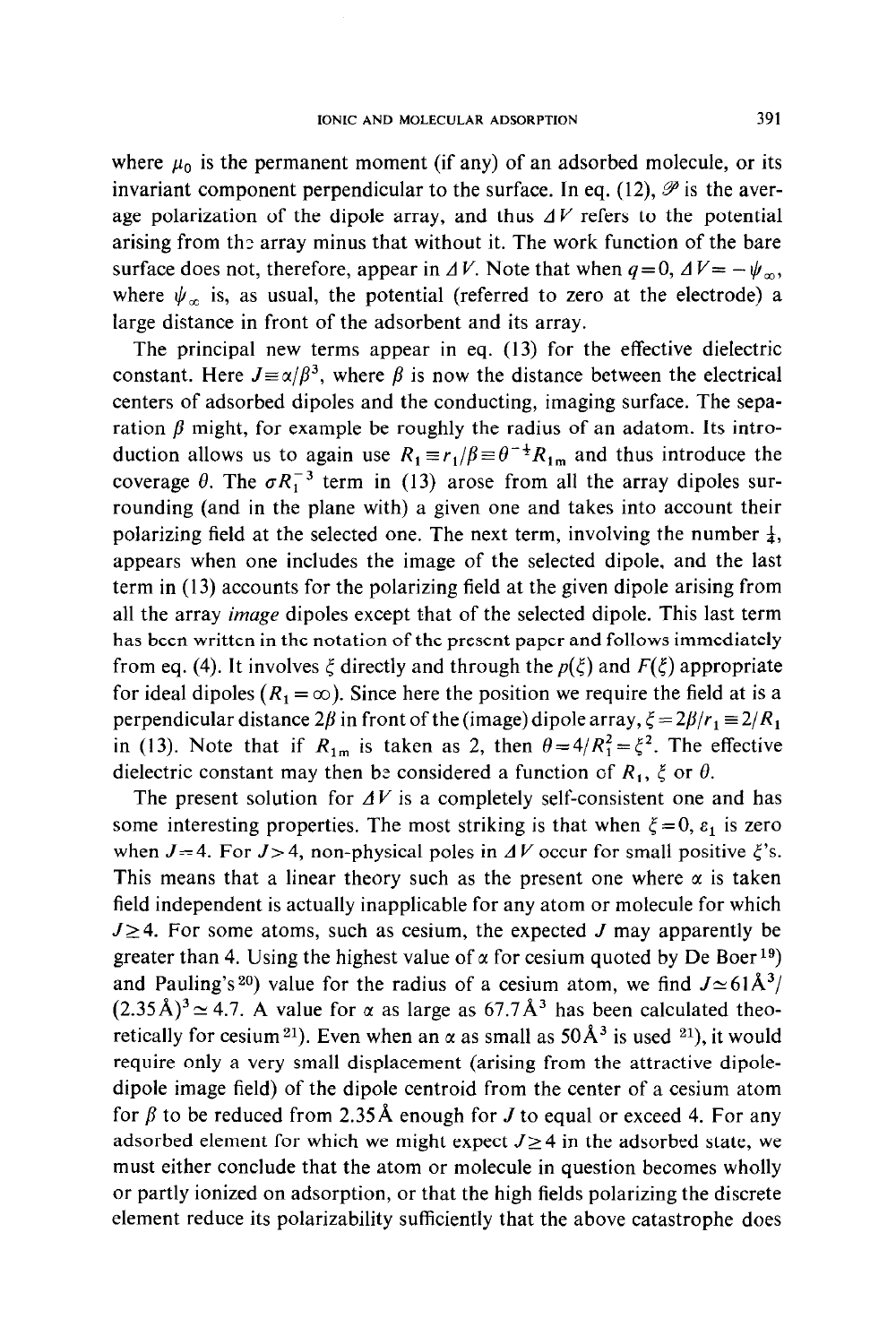where $\mu_0$ is the permanent moment (if any) of an adsorbed molecule, or its invariant component perpendicular to the surface. In eq. (12), $\mathscr{P}$ is the average polarization of the dipole array, and thus $\Delta V$ refers to the potential arising from the array minus that without it. The work function of the bare surface does not, therefore, appear in $\Delta V$. Note that when $q=0$, $\Delta V = -\psi_\infty$, where $\psi_\infty$ is, as usual, the potential (referred to zero at the electrode) a large distance in front of the adsorbent and its array.

The principal new terms appear in eq. (13) for the effective dielectric constant. Here $J \equiv \alpha/\beta^3$, where $\beta$ is now the distance between the electrical centers of adsorbed dipoles and the conducting, imaging surface. The separation $\beta$ might, for example be roughly the radius of an adatom. Its introduction allows us to again use $R_1 \equiv r_1/\beta \equiv \theta^{-\frac{1}{2}} R_{1\mathrm{m}}$ and thus introduce the coverage $\theta$. The $\sigma R_1^{-3}$ term in (13) arose from all the array dipoles surrounding (and in the plane with) a given one and takes into account their polarizing field at the selected one. The next term, involving the number $\frac{1}{4}$, appears when one includes the image of the selected dipole, and the last term in (13) accounts for the polarizing field at the given dipole arising from all the array *image* dipoles except that of the selected dipole. This last term has been written in the notation of the present paper and follows immediately from eq. (4). It involves $\xi$ directly and through the $p(\xi)$ and $F(\xi)$ appropriate for ideal dipoles ($R_1 = \infty$). Since here the position we require the field at is a perpendicular distance $2\beta$ in front of the (image) dipole array, $\xi = 2\beta/r_1 \equiv 2/R_1$ in (13). Note that if $R_{1\mathrm{m}}$ is taken as 2, then $\theta = 4/R_1^2 = \xi^2$. The effective dielectric constant may then be considered a function of $R_1$, $\xi$ or $\theta$.

The present solution for $\Delta V$ is a completely self-consistent one and has some interesting properties. The most striking is that when $\xi = 0$, $\varepsilon_1$ is zero when $J = 4$. For $J > 4$, non-physical poles in $\Delta V$ occur for small positive $\xi$'s. This means that a linear theory such as the present one where $\alpha$ is taken field independent is actually inapplicable for any atom or molecule for which $J \geq 4$. For some atoms, such as cesium, the expected $J$ may apparently be greater than 4. Using the highest value of $\alpha$ for cesium quoted by De Boer[19]) and Pauling's[20]) value for the radius of a cesium atom, we find $J \simeq 61\,\text{Å}^3/(2.35\,\text{Å})^3 \simeq 4.7$. A value for $\alpha$ as large as $67.7\,\text{Å}^3$ has been calculated theoretically for cesium[21]). Even when an $\alpha$ as small as $50\,\text{Å}^3$ is used [21]), it would require only a very small displacement (arising from the attractive dipole-dipole image field) of the dipole centroid from the center of a cesium atom for $\beta$ to be reduced from $2.35\,\text{Å}$ enough for $J$ to equal or exceed 4. For any adsorbed element for which we might expect $J \geq 4$ in the adsorbed state, we must either conclude that the atom or molecule in question becomes wholly or partly ionized on adsorption, or that the high fields polarizing the discrete element reduce its polarizability sufficiently that the above catastrophe does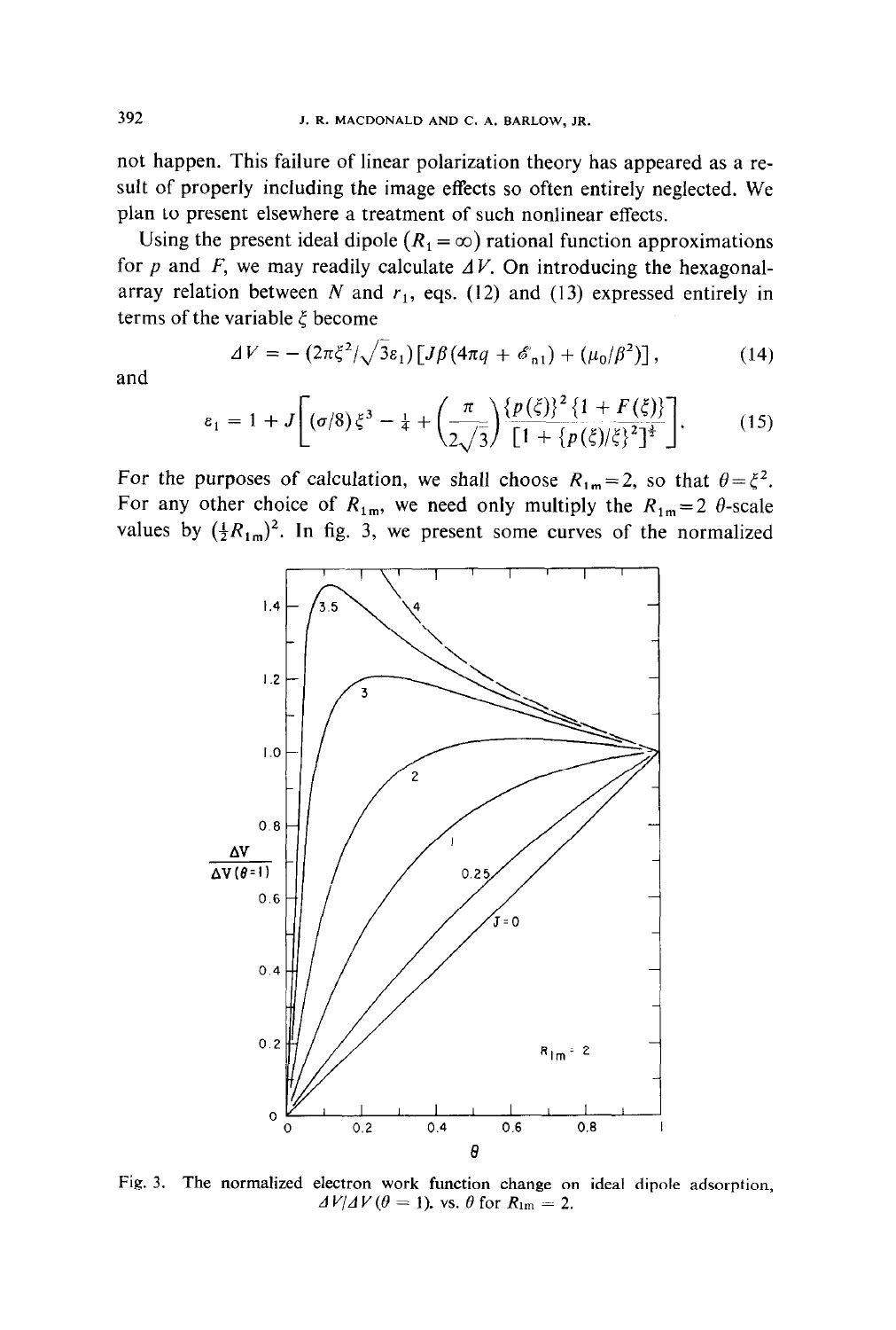not happen. This failure of linear polarization theory has appeared as a result of properly including the image effects so often entirely neglected. We plan to present elsewhere a treatment of such nonlinear effects.

Using the present ideal dipole ($R_1 = \infty$) rational function approximations for $p$ and $F$, we may readily calculate $\Delta V$. On introducing the hexagonal-array relation between $N$ and $r_1$, eqs. (12) and (13) expressed entirely in terms of the variable $\xi$ become

$$\Delta V = -(2\pi\xi^2/\sqrt{3}\varepsilon_1)\left[J\beta(4\pi q + \mathscr{E}_{n1}) + (\mu_0/\beta^2)\right], \tag{14}$$

and

$$\varepsilon_1 = 1 + J\left[(\sigma/8)\xi^3 - \tfrac{1}{4} + \left(\frac{\pi}{2\sqrt{3}}\right)\frac{\{p(\xi)\}^2\{1 + F(\xi)\}}{[1 + \{p(\xi)/\xi\}^2]^{\frac{1}{2}}}\right]. \tag{15}$$

For the purposes of calculation, we shall choose $R_{1m} = 2$, so that $\theta = \xi^2$. For any other choice of $R_{1m}$, we need only multiply the $R_{1m} = 2$ $\theta$-scale values by $(\frac{1}{2}R_{1m})^2$. In fig. 3, we present some curves of the normalized

Fig. 3. The normalized electron work function change on ideal dipole adsorption, $\Delta V/\Delta V(\theta = 1)$, vs. $\theta$ for $R_{1m} = 2$.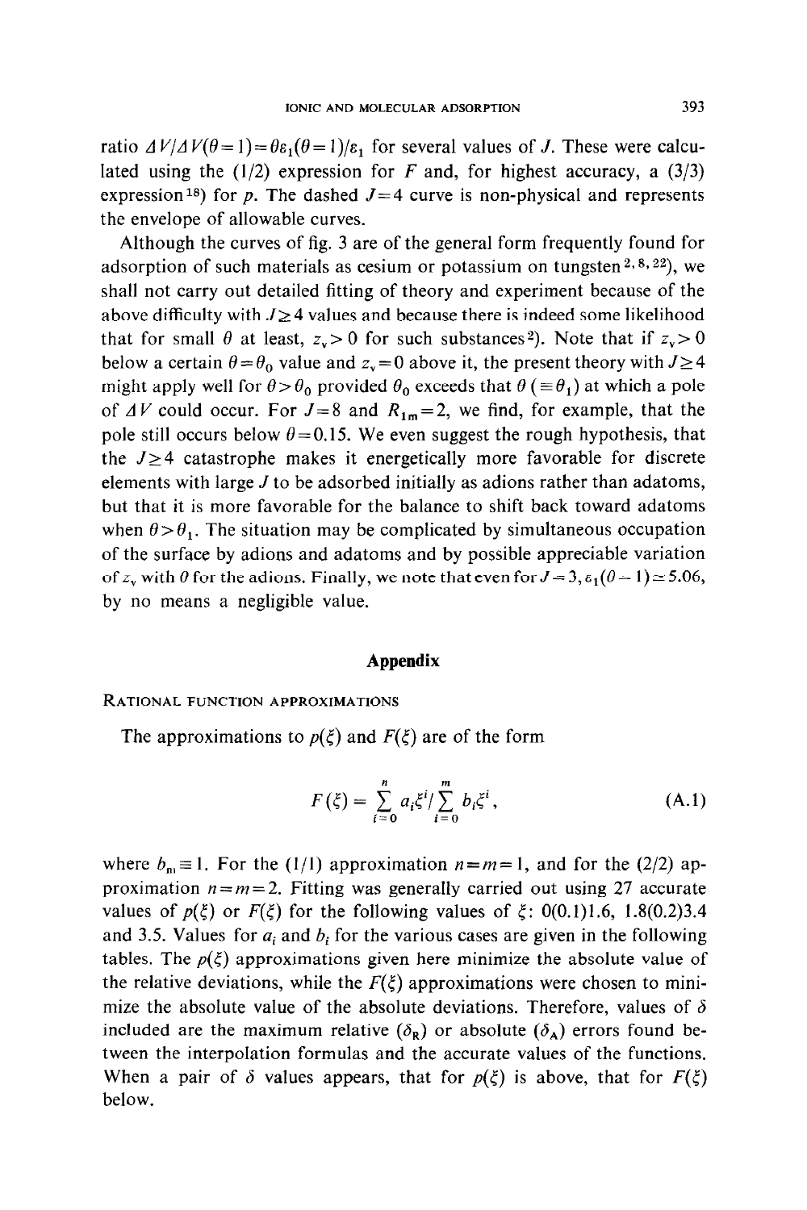ratio $\Delta V/\Delta V(\theta=1)=\theta\varepsilon_1(\theta=1)/\varepsilon_1$ for several values of $J$. These were calculated using the (1/2) expression for $F$ and, for highest accuracy, a (3/3) expression[18] for $p$. The dashed $J=4$ curve is non-physical and represents the envelope of allowable curves.

Although the curves of fig. 3 are of the general form frequently found for adsorption of such materials as cesium or potassium on tungsten[2, 8, 22], we shall not carry out detailed fitting of theory and experiment because of the above difficulty with $J\geq 4$ values and because there is indeed some likelihood that for small $\theta$ at least, $z_v>0$ for such substances[2]. Note that if $z_v>0$ below a certain $\theta=\theta_0$ value and $z_v=0$ above it, the present theory with $J\geq 4$ might apply well for $\theta>\theta_0$ provided $\theta_0$ exceeds that $\theta$ ($\equiv\theta_1$) at which a pole of $\Delta V$ could occur. For $J=8$ and $R_{1m}=2$, we find, for example, that the pole still occurs below $\theta=0.15$. We even suggest the rough hypothesis, that the $J\geq 4$ catastrophe makes it energetically more favorable for discrete elements with large $J$ to be adsorbed initially as adions rather than adatoms, but that it is more favorable for the balance to shift back toward adatoms when $\theta>\theta_1$. The situation may be complicated by simultaneous occupation of the surface by adions and adatoms and by possible appreciable variation of $z_v$ with $\theta$ for the adions. Finally, we note that even for $J=3$, $\varepsilon_1(\theta=1)\simeq 5.06$, by no means a negligible value.

## Appendix

### Rational function approximations

The approximations to $p(\xi)$ and $F(\xi)$ are of the form

$$F(\xi)=\sum_{i=0}^{n}a_i\xi^i\Big/\sum_{i=0}^{m}b_i\xi^i\,, \tag{A.1}$$

where $b_m\equiv 1$. For the (1/1) approximation $n=m=1$, and for the (2/2) approximation $n=m=2$. Fitting was generally carried out using 27 accurate values of $p(\xi)$ or $F(\xi)$ for the following values of $\xi$: 0(0.1)1.6, 1.8(0.2)3.4 and 3.5. Values for $a_i$ and $b_i$ for the various cases are given in the following tables. The $p(\xi)$ approximations given here minimize the absolute value of the relative deviations, while the $F(\xi)$ approximations were chosen to minimize the absolute value of the absolute deviations. Therefore, values of $\delta$ included are the maximum relative ($\delta_R$) or absolute ($\delta_A$) errors found between the interpolation formulas and the accurate values of the functions. When a pair of $\delta$ values appears, that for $p(\xi)$ is above, that for $F(\xi)$ below.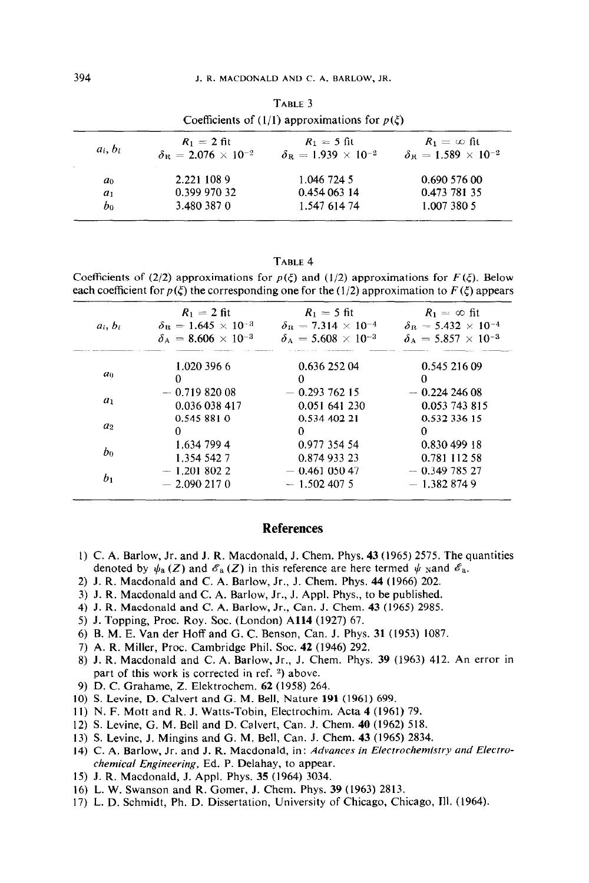TABLE 3

Coefficients of (1/1) approximations for $p(\xi)$

| $a_i, b_i$ | $R_1 = 2$ fit $\delta_R = 2.076 \times 10^{-2}$ | $R_1 = 5$ fit $\delta_R = 1.939 \times 10^{-2}$ | $R_1 = \infty$ fit $\delta_R = 1.589 \times 10^{-2}$ |
|---|---|---|---|
| $a_0$ | 2.221 108 9 | 1.046 724 5 | 0.690 576 00 |
| $a_1$ | 0.399 970 32 | 0.454 063 14 | 0.473 781 35 |
| $b_0$ | 3.480 387 0 | 1.547 614 74 | 1.007 380 5 |

TABLE 4

Coefficients of (2/2) approximations for $p(\xi)$ and (1/2) approximations for $F(\xi)$. Below each coefficient for $p(\xi)$ the corresponding one for the (1/2) approximation to $F(\xi)$ appears

| $a_i, b_i$ | $R_1 = 2$ fit $\delta_R = 1.645 \times 10^{-3}$ $\delta_A = 8.606 \times 10^{-3}$ | $R_1 = 5$ fit $\delta_R = 7.314 \times 10^{-4}$ $\delta_A = 5.608 \times 10^{-3}$ | $R_1 = \infty$ fit $\delta_R = 5.432 \times 10^{-4}$ $\delta_A = 5.857 \times 10^{-3}$ |
|---|---|---|---|
| $a_0$ | 1.020 396 6 | 0.636 252 04 | 0.545 216 09 |
| | 0 | 0 | 0 |
| $a_1$ | − 0.719 820 08 | − 0.293 762 15 | − 0.224 246 08 |
| | 0.036 038 417 | 0.051 641 230 | 0.053 743 815 |
| $a_2$ | 0.545 881 0 | 0.534 402 21 | 0.532 336 15 |
| | 0 | 0 | 0 |
| $b_0$ | 1.634 799 4 | 0.977 354 54 | 0.830 499 18 |
| | 1.354 542 7 | 0.874 933 23 | 0.781 112 58 |
| $b_1$ | − 1.201 802 2 | − 0.461 050 47 | − 0.349 785 27 |
| | − 2.090 217 0 | − 1.502 407 5 | − 1.382 874 9 |

## References

1) C. A. Barlow, Jr. and J. R. Macdonald, J. Chem. Phys. **43** (1965) 2575. The quantities denoted by $\psi_a(Z)$ and $\mathscr{E}_a(Z)$ in this reference are here termed $\psi_N$ and $\mathscr{E}_a$.
2) J. R. Macdonald and C. A. Barlow, Jr., J. Chem. Phys. **44** (1966) 202.
3) J. R. Macdonald and C. A. Barlow, Jr., J. Appl. Phys., to be published.
4) J. R. Macdonald and C. A. Barlow, Jr., Can. J. Chem. **43** (1965) 2985.
5) J. Topping, Proc. Roy. Soc. (London) **A114** (1927) 67.
6) B. M. E. Van der Hoff and G. C. Benson, Can. J. Phys. **31** (1953) 1087.
7) A. R. Miller, Proc. Cambridge Phil. Soc. **42** (1946) 292.
8) J. R. Macdonald and C. A. Barlow, Jr., J. Chem. Phys. **39** (1963) 412. An error in part of this work is corrected in ref. [2]) above.
9) D. C. Grahame, Z. Elektrochem. **62** (1958) 264.
10) S. Levine, D. Calvert and G. M. Bell, Nature **191** (1961) 699.
11) N. F. Mott and R. J. Watts-Tobin, Electrochim. Acta **4** (1961) 79.
12) S. Levine, G. M. Bell and D. Calvert, Can. J. Chem. **40** (1962) 518.
13) S. Levine, J. Mingins and G. M. Bell, Can. J. Chem. **43** (1965) 2834.
14) C. A. Barlow, Jr. and J. R. Macdonald, in: *Advances in Electrochemistry and Electrochemical Engineering*, Ed. P. Delahay, to appear.
15) J. R. Macdonald, J. Appl. Phys. **35** (1964) 3034.
16) L. W. Swanson and R. Gomer, J. Chem. Phys. **39** (1963) 2813.
17) L. D. Schmidt, Ph. D. Dissertation, University of Chicago, Chicago, Ill. (1964).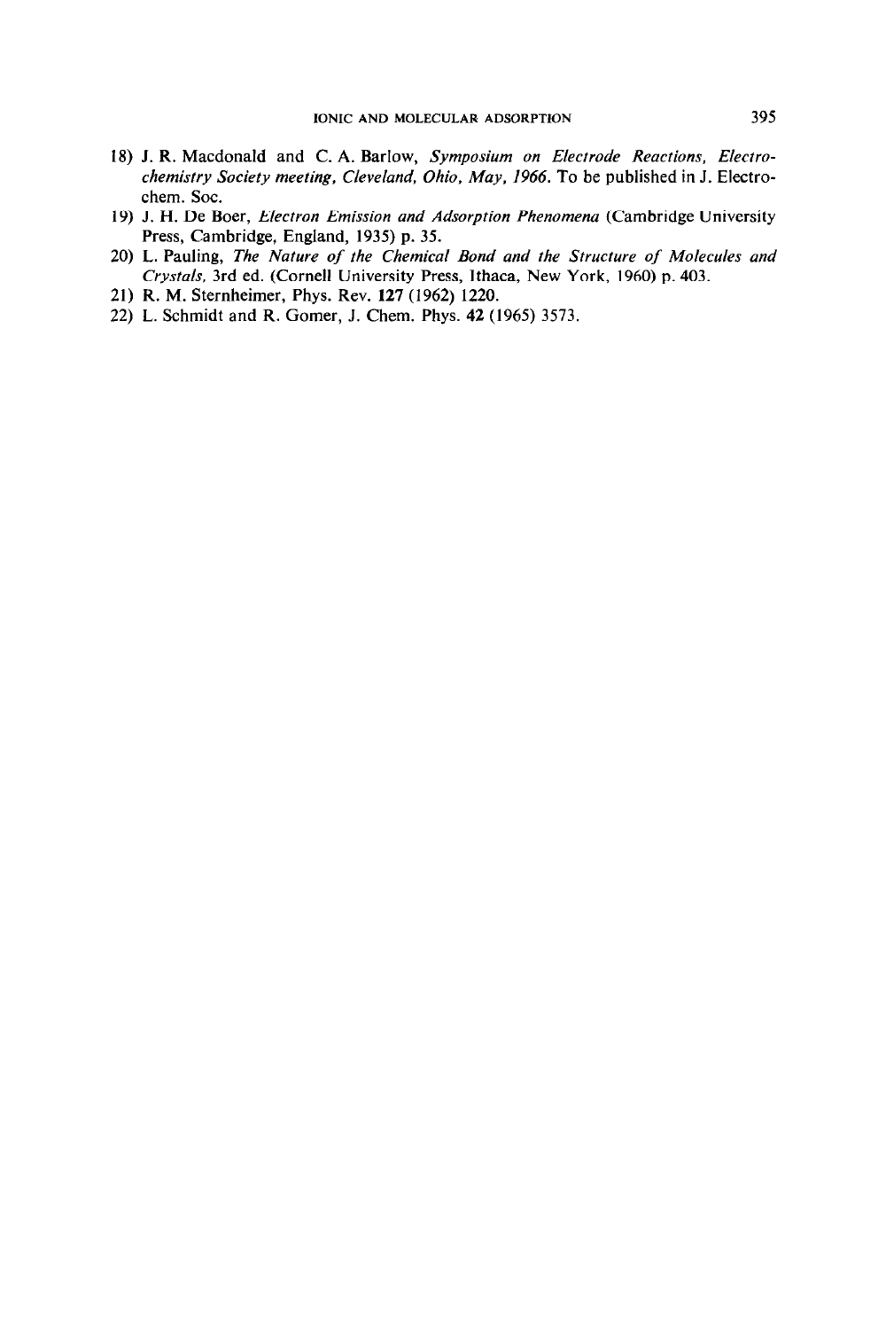18) J. R. Macdonald and C. A. Barlow, *Symposium on Electrode Reactions, Electrochemistry Society meeting, Cleveland, Ohio, May, 1966.* To be published in J. Electrochem. Soc.
19) J. H. De Boer, *Electron Emission and Adsorption Phenomena* (Cambridge University Press, Cambridge, England, 1935) p. 35.
20) L. Pauling, *The Nature of the Chemical Bond and the Structure of Molecules and Crystals,* 3rd ed. (Cornell University Press, Ithaca, New York, 1960) p. 403.
21) R. M. Sternheimer, Phys. Rev. **127** (1962) 1220.
22) L. Schmidt and R. Gomer, J. Chem. Phys. **42** (1965) 3573.